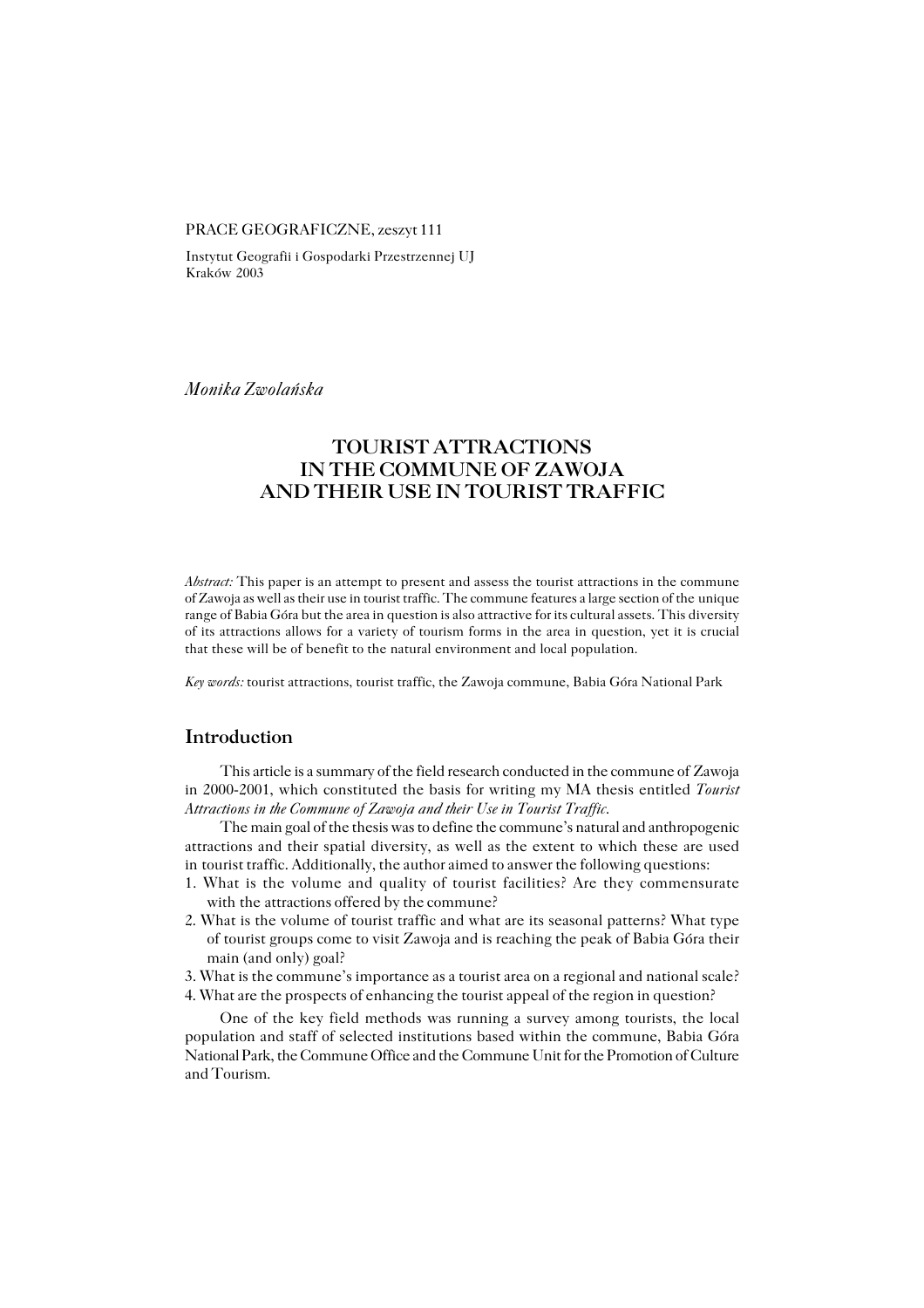PRACE GEOGRAFICZNE, zeszyt 111

Instytut Geografii i Gospodarki Przestrzennej UJ
Kraków 2003

*Monika Zwolańska*

# TOURIST ATTRACTIONS IN THE COMMUNE OF ZAWOJA AND THEIR USE IN TOURIST TRAFFIC

*Abstract:* This paper is an attempt to present and assess the tourist attractions in the commune of Zawoja as well as their use in tourist traffic. The commune features a large section of the unique range of Babia Góra but the area in question is also attractive for its cultural assets. This diversity of its attractions allows for a variety of tourism forms in the area in question, yet it is crucial that these will be of benefit to the natural environment and local population.

*Key words:* tourist attractions, tourist traffic, the Zawoja commune, Babia Góra National Park

## Introduction

This article is a summary of the field research conducted in the commune of Zawoja in 2000-2001, which constituted the basis for writing my MA thesis entitled *Tourist Attractions in the Commune of Zawoja and their Use in Tourist Traffic*.

The main goal of the thesis was to define the commune's natural and anthropogenic attractions and their spatial diversity, as well as the extent to which these are used in tourist traffic. Additionally, the author aimed to answer the following questions:

1. What is the volume and quality of tourist facilities? Are they commensurate with the attractions offered by the commune?
2. What is the volume of tourist traffic and what are its seasonal patterns? What type of tourist groups come to visit Zawoja and is reaching the peak of Babia Góra their main (and only) goal?
3. What is the commune's importance as a tourist area on a regional and national scale?
4. What are the prospects of enhancing the tourist appeal of the region in question?

One of the key field methods was running a survey among tourists, the local population and staff of selected institutions based within the commune, Babia Góra National Park, the Commune Office and the Commune Unit for the Promotion of Culture and Tourism.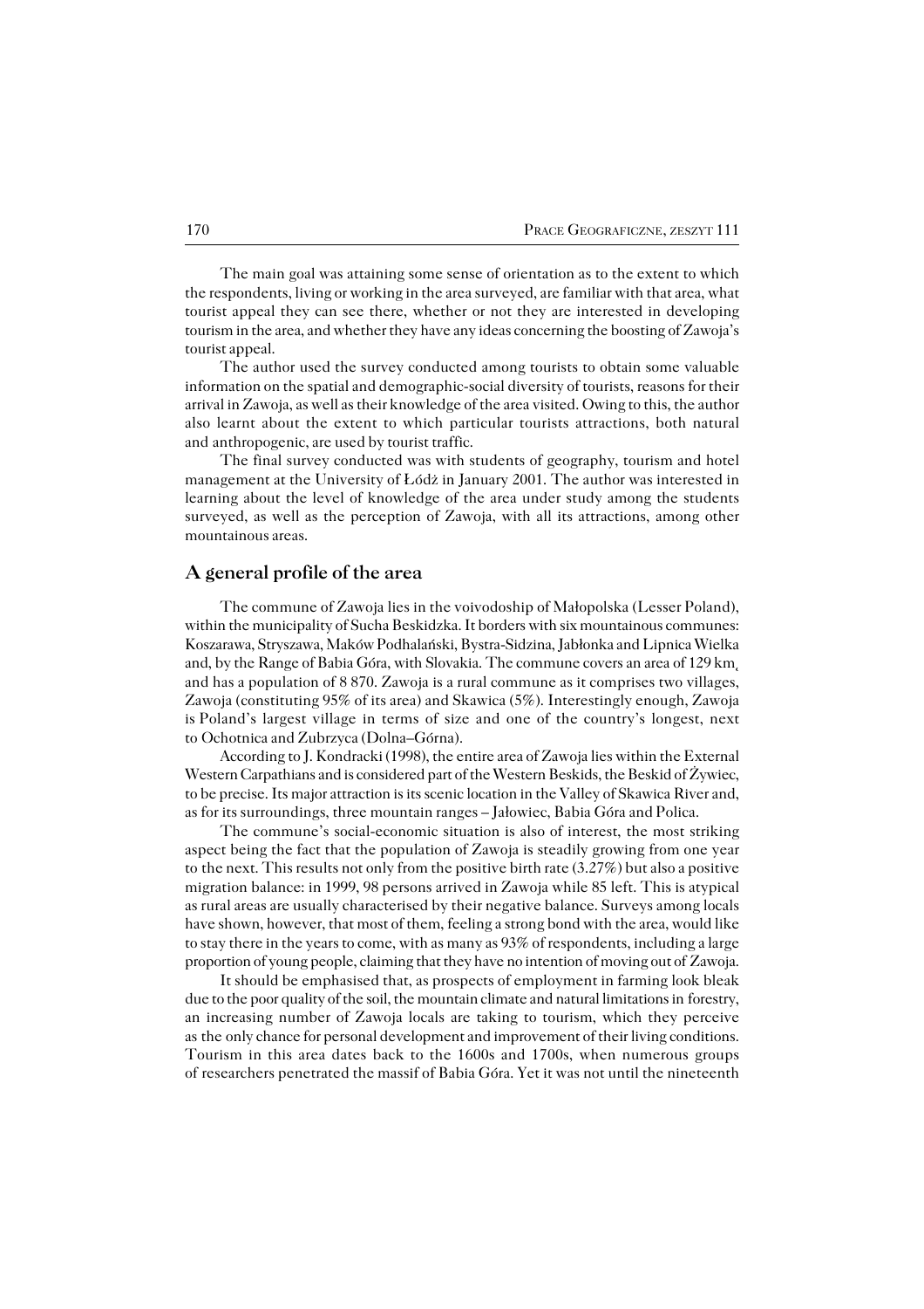The main goal was attaining some sense of orientation as to the extent to which the respondents, living or working in the area surveyed, are familiar with that area, what tourist appeal they can see there, whether or not they are interested in developing tourism in the area, and whether they have any ideas concerning the boosting of Zawoja's tourist appeal.

The author used the survey conducted among tourists to obtain some valuable information on the spatial and demographic-social diversity of tourists, reasons for their arrival in Zawoja, as well as their knowledge of the area visited. Owing to this, the author also learnt about the extent to which particular tourists attractions, both natural and anthropogenic, are used by tourist traffic.

The final survey conducted was with students of geography, tourism and hotel management at the University of Łódź in January 2001. The author was interested in learning about the level of knowledge of the area under study among the students surveyed, as well as the perception of Zawoja, with all its attractions, among other mountainous areas.

## A general profile of the area

The commune of Zawoja lies in the voivodoship of Małopolska (Lesser Poland), within the municipality of Sucha Beskidzka. It borders with six mountainous communes: Koszarawa, Stryszawa, Maków Podhalański, Bystra-Sidzina, Jabłonka and Lipnica Wielka and, by the Range of Babia Góra, with Slovakia. The commune covers an area of 129 km¸ and has a population of 8 870. Zawoja is a rural commune as it comprises two villages, Zawoja (constituting 95% of its area) and Skawica (5%). Interestingly enough, Zawoja is Poland's largest village in terms of size and one of the country's longest, next to Ochotnica and Zubrzyca (Dolna–Górna).

According to J. Kondracki (1998), the entire area of Zawoja lies within the External Western Carpathians and is considered part of the Western Beskids, the Beskid of Żywiec, to be precise. Its major attraction is its scenic location in the Valley of Skawica River and, as for its surroundings, three mountain ranges – Jałowiec, Babia Góra and Polica.

The commune's social-economic situation is also of interest, the most striking aspect being the fact that the population of Zawoja is steadily growing from one year to the next. This results not only from the positive birth rate (3.27%) but also a positive migration balance: in 1999, 98 persons arrived in Zawoja while 85 left. This is atypical as rural areas are usually characterised by their negative balance. Surveys among locals have shown, however, that most of them, feeling a strong bond with the area, would like to stay there in the years to come, with as many as 93% of respondents, including a large proportion of young people, claiming that they have no intention of moving out of Zawoja.

It should be emphasised that, as prospects of employment in farming look bleak due to the poor quality of the soil, the mountain climate and natural limitations in forestry, an increasing number of Zawoja locals are taking to tourism, which they perceive as the only chance for personal development and improvement of their living conditions. Tourism in this area dates back to the 1600s and 1700s, when numerous groups of researchers penetrated the massif of Babia Góra. Yet it was not until the nineteenth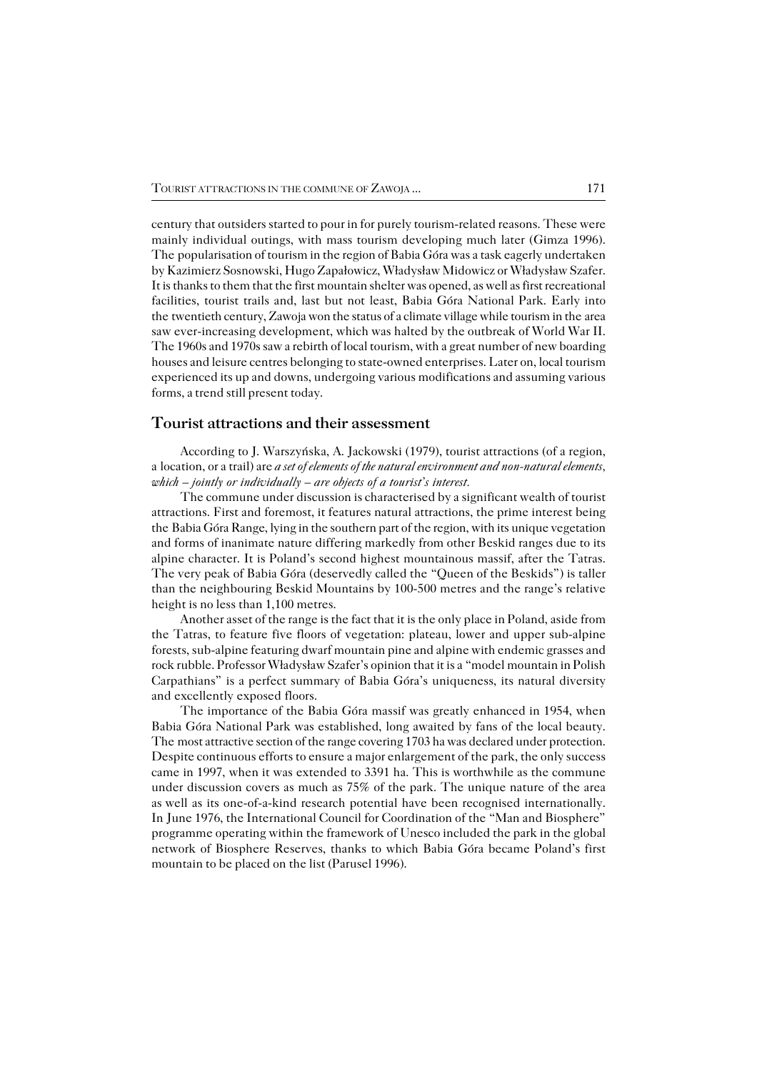century that outsiders started to pour in for purely tourism-related reasons. These were mainly individual outings, with mass tourism developing much later (Gimza 1996). The popularisation of tourism in the region of Babia Góra was a task eagerly undertaken by Kazimierz Sosnowski, Hugo Zapałowicz, Władysław Midowicz or Władysław Szafer. It is thanks to them that the first mountain shelter was opened, as well as first recreational facilities, tourist trails and, last but not least, Babia Góra National Park. Early into the twentieth century, Zawoja won the status of a climate village while tourism in the area saw ever-increasing development, which was halted by the outbreak of World War II. The 1960s and 1970s saw a rebirth of local tourism, with a great number of new boarding houses and leisure centres belonging to state-owned enterprises. Later on, local tourism experienced its up and downs, undergoing various modifications and assuming various forms, a trend still present today.

## Tourist attractions and their assessment

According to J. Warszyńska, A. Jackowski (1979), tourist attractions (of a region, a location, or a trail) are *a set of elements of the natural environment and non-natural elements, which – jointly or individually – are objects of a tourist's interest.*

The commune under discussion is characterised by a significant wealth of tourist attractions. First and foremost, it features natural attractions, the prime interest being the Babia Góra Range, lying in the southern part of the region, with its unique vegetation and forms of inanimate nature differing markedly from other Beskid ranges due to its alpine character. It is Poland's second highest mountainous massif, after the Tatras. The very peak of Babia Góra (deservedly called the "Queen of the Beskids") is taller than the neighbouring Beskid Mountains by 100-500 metres and the range's relative height is no less than 1,100 metres.

Another asset of the range is the fact that it is the only place in Poland, aside from the Tatras, to feature five floors of vegetation: plateau, lower and upper sub-alpine forests, sub-alpine featuring dwarf mountain pine and alpine with endemic grasses and rock rubble. Professor Władysław Szafer's opinion that it is a "model mountain in Polish Carpathians" is a perfect summary of Babia Góra's uniqueness, its natural diversity and excellently exposed floors.

The importance of the Babia Góra massif was greatly enhanced in 1954, when Babia Góra National Park was established, long awaited by fans of the local beauty. The most attractive section of the range covering 1703 ha was declared under protection. Despite continuous efforts to ensure a major enlargement of the park, the only success came in 1997, when it was extended to 3391 ha. This is worthwhile as the commune under discussion covers as much as 75% of the park. The unique nature of the area as well as its one-of-a-kind research potential have been recognised internationally. In June 1976, the International Council for Coordination of the "Man and Biosphere" programme operating within the framework of Unesco included the park in the global network of Biosphere Reserves, thanks to which Babia Góra became Poland's first mountain to be placed on the list (Parusel 1996).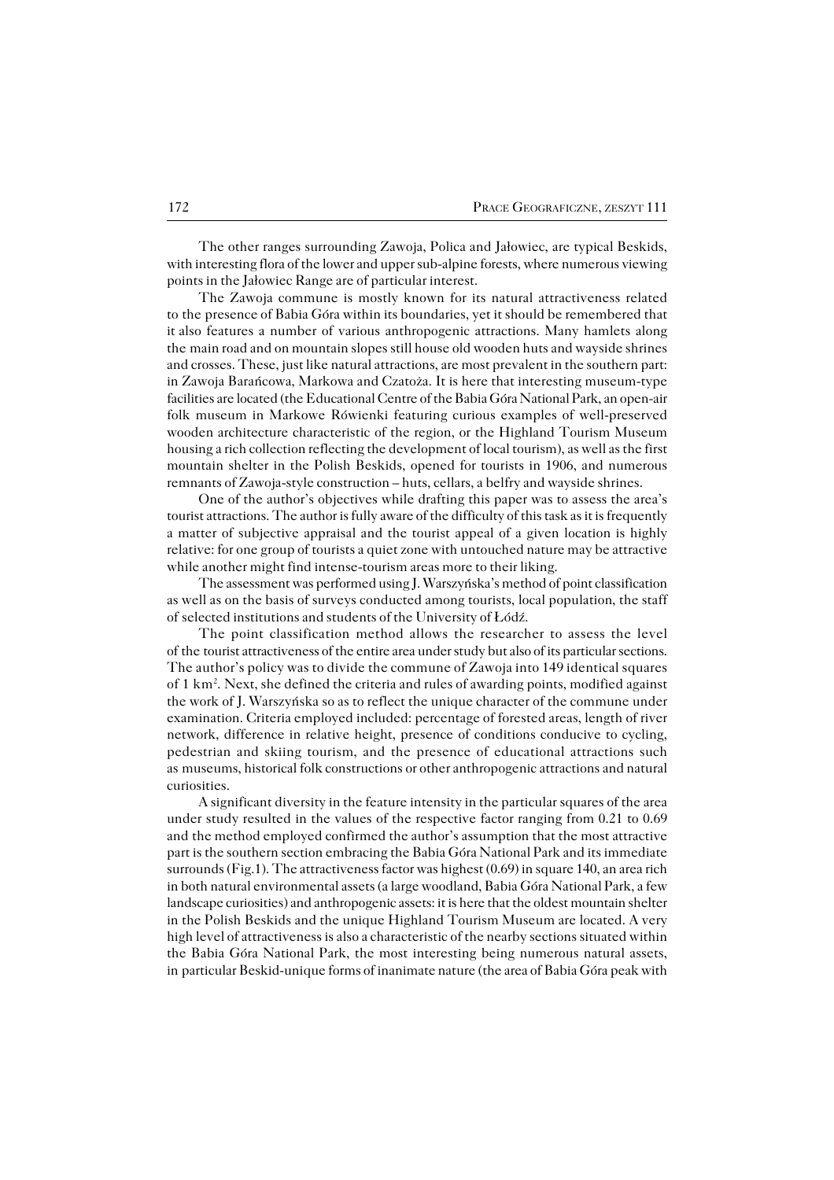The other ranges surrounding Zawoja, Polica and Jałowiec, are typical Beskids, with interesting flora of the lower and upper sub-alpine forests, where numerous viewing points in the Jałowiec Range are of particular interest.

The Zawoja commune is mostly known for its natural attractiveness related to the presence of Babia Góra within its boundaries, yet it should be remembered that it also features a number of various anthropogenic attractions. Many hamlets along the main road and on mountain slopes still house old wooden huts and wayside shrines and crosses. These, just like natural attractions, are most prevalent in the southern part: in Zawoja Barańcowa, Markowa and Czatoża. It is here that interesting museum-type facilities are located (the Educational Centre of the Babia Góra National Park, an open-air folk museum in Markowe Rówienki featuring curious examples of well-preserved wooden architecture characteristic of the region, or the Highland Tourism Museum housing a rich collection reflecting the development of local tourism), as well as the first mountain shelter in the Polish Beskids, opened for tourists in 1906, and numerous remnants of Zawoja-style construction – huts, cellars, a belfry and wayside shrines.

One of the author's objectives while drafting this paper was to assess the area's tourist attractions. The author is fully aware of the difficulty of this task as it is frequently a matter of subjective appraisal and the tourist appeal of a given location is highly relative: for one group of tourists a quiet zone with untouched nature may be attractive while another might find intense-tourism areas more to their liking.

The assessment was performed using J. Warszyńska's method of point classification as well as on the basis of surveys conducted among tourists, local population, the staff of selected institutions and students of the University of Łódź.

The point classification method allows the researcher to assess the level of the tourist attractiveness of the entire area under study but also of its particular sections. The author's policy was to divide the commune of Zawoja into 149 identical squares of 1 km$^2$. Next, she defined the criteria and rules of awarding points, modified against the work of J. Warszyńska so as to reflect the unique character of the commune under examination. Criteria employed included: percentage of forested areas, length of river network, difference in relative height, presence of conditions conducive to cycling, pedestrian and skiing tourism, and the presence of educational attractions such as museums, historical folk constructions or other anthropogenic attractions and natural curiosities.

A significant diversity in the feature intensity in the particular squares of the area under study resulted in the values of the respective factor ranging from 0.21 to 0.69 and the method employed confirmed the author's assumption that the most attractive part is the southern section embracing the Babia Góra National Park and its immediate surrounds (Fig.1). The attractiveness factor was highest (0.69) in square 140, an area rich in both natural environmental assets (a large woodland, Babia Góra National Park, a few landscape curiosities) and anthropogenic assets: it is here that the oldest mountain shelter in the Polish Beskids and the unique Highland Tourism Museum are located. A very high level of attractiveness is also a characteristic of the nearby sections situated within the Babia Góra National Park, the most interesting being numerous natural assets, in particular Beskid-unique forms of inanimate nature (the area of Babia Góra peak with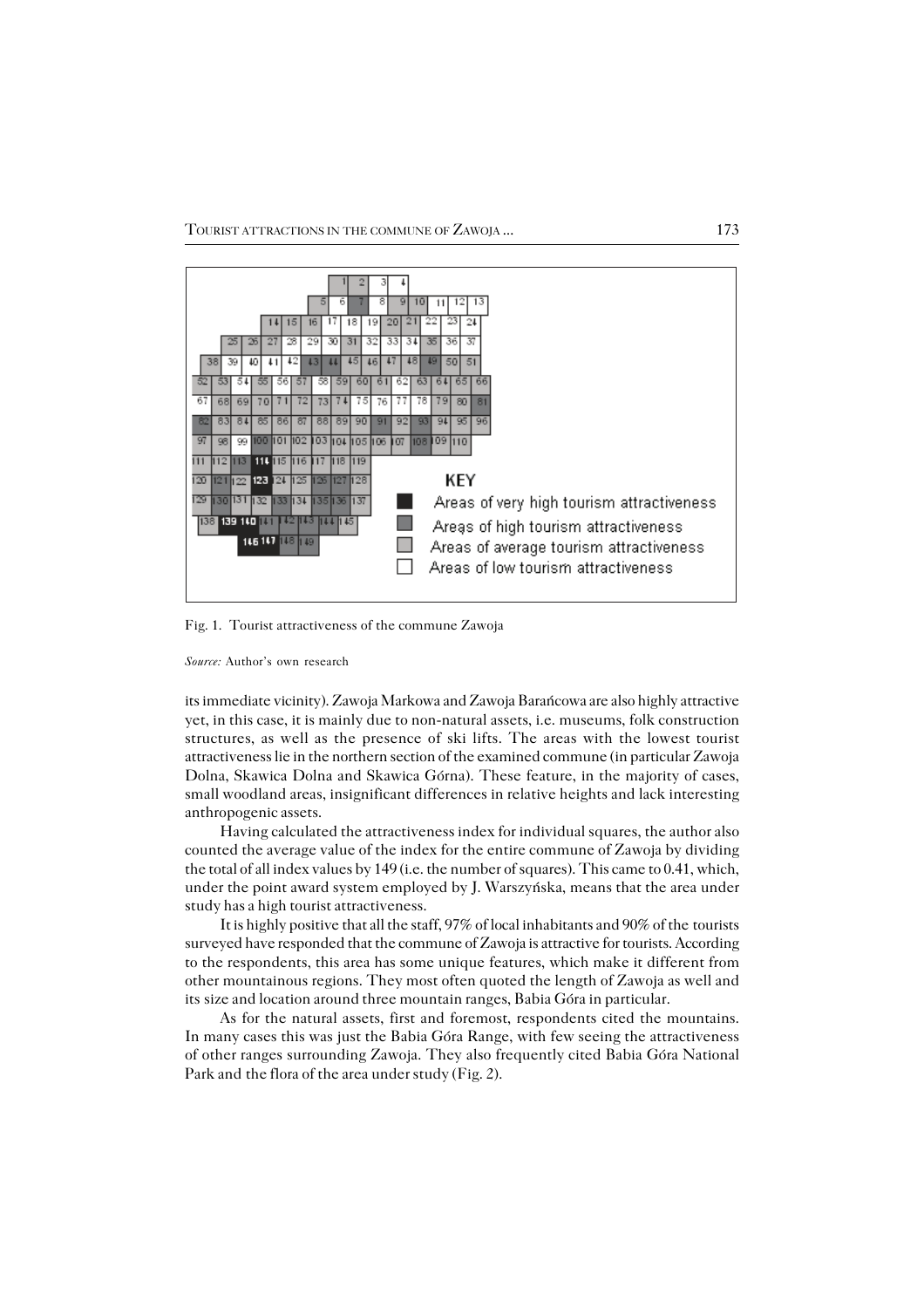Fig. 1. Tourist attractiveness of the commune Zawoja

*Source:* Author's own research

its immediate vicinity). Zawoja Markowa and Zawoja Barańcowa are also highly attractive yet, in this case, it is mainly due to non-natural assets, i.e. museums, folk construction structures, as well as the presence of ski lifts. The areas with the lowest tourist attractiveness lie in the northern section of the examined commune (in particular Zawoja Dolna, Skawica Dolna and Skawica Górna). These feature, in the majority of cases, small woodland areas, insignificant differences in relative heights and lack interesting anthropogenic assets.

Having calculated the attractiveness index for individual squares, the author also counted the average value of the index for the entire commune of Zawoja by dividing the total of all index values by 149 (i.e. the number of squares). This came to 0.41, which, under the point award system employed by J. Warszyńska, means that the area under study has a high tourist attractiveness.

It is highly positive that all the staff, 97% of local inhabitants and 90% of the tourists surveyed have responded that the commune of Zawoja is attractive for tourists. According to the respondents, this area has some unique features, which make it different from other mountainous regions. They most often quoted the length of Zawoja as well and its size and location around three mountain ranges, Babia Góra in particular.

As for the natural assets, first and foremost, respondents cited the mountains. In many cases this was just the Babia Góra Range, with few seeing the attractiveness of other ranges surrounding Zawoja. They also frequently cited Babia Góra National Park and the flora of the area under study (Fig. 2).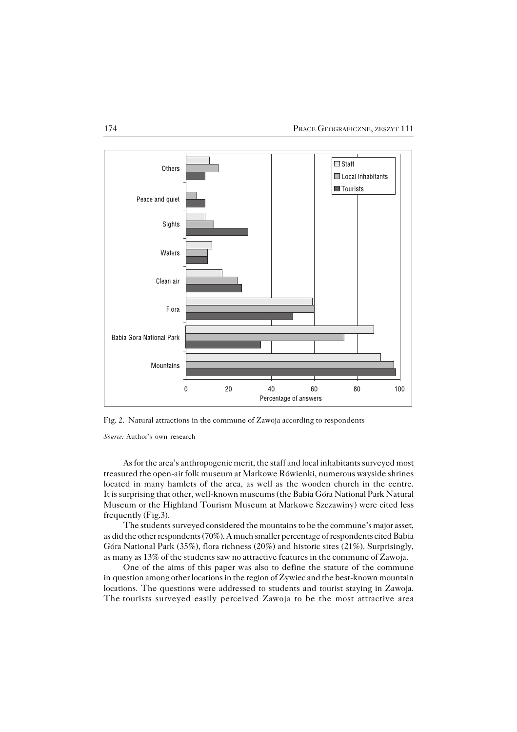Fig. 2. Natural attractions in the commune of Zawoja according to respondents

*Source:* Author's own research

As for the area's anthropogenic merit, the staff and local inhabitants surveyed most treasured the open-air folk museum at Markowe Rówienki, numerous wayside shrines located in many hamlets of the area, as well as the wooden church in the centre. It is surprising that other, well-known museums (the Babia Góra National Park Natural Museum or the Highland Tourism Museum at Markowe Szczawiny) were cited less frequently (Fig.3).

The students surveyed considered the mountains to be the commune's major asset, as did the other respondents (70%). A much smaller percentage of respondents cited Babia Góra National Park (35%), flora richness (20%) and historic sites (21%). Surprisingly, as many as 13% of the students saw no attractive features in the commune of Zawoja.

One of the aims of this paper was also to define the stature of the commune in question among other locations in the region of Żywiec and the best-known mountain locations. The questions were addressed to students and tourist staying in Zawoja. The tourists surveyed easily perceived Zawoja to be the most attractive area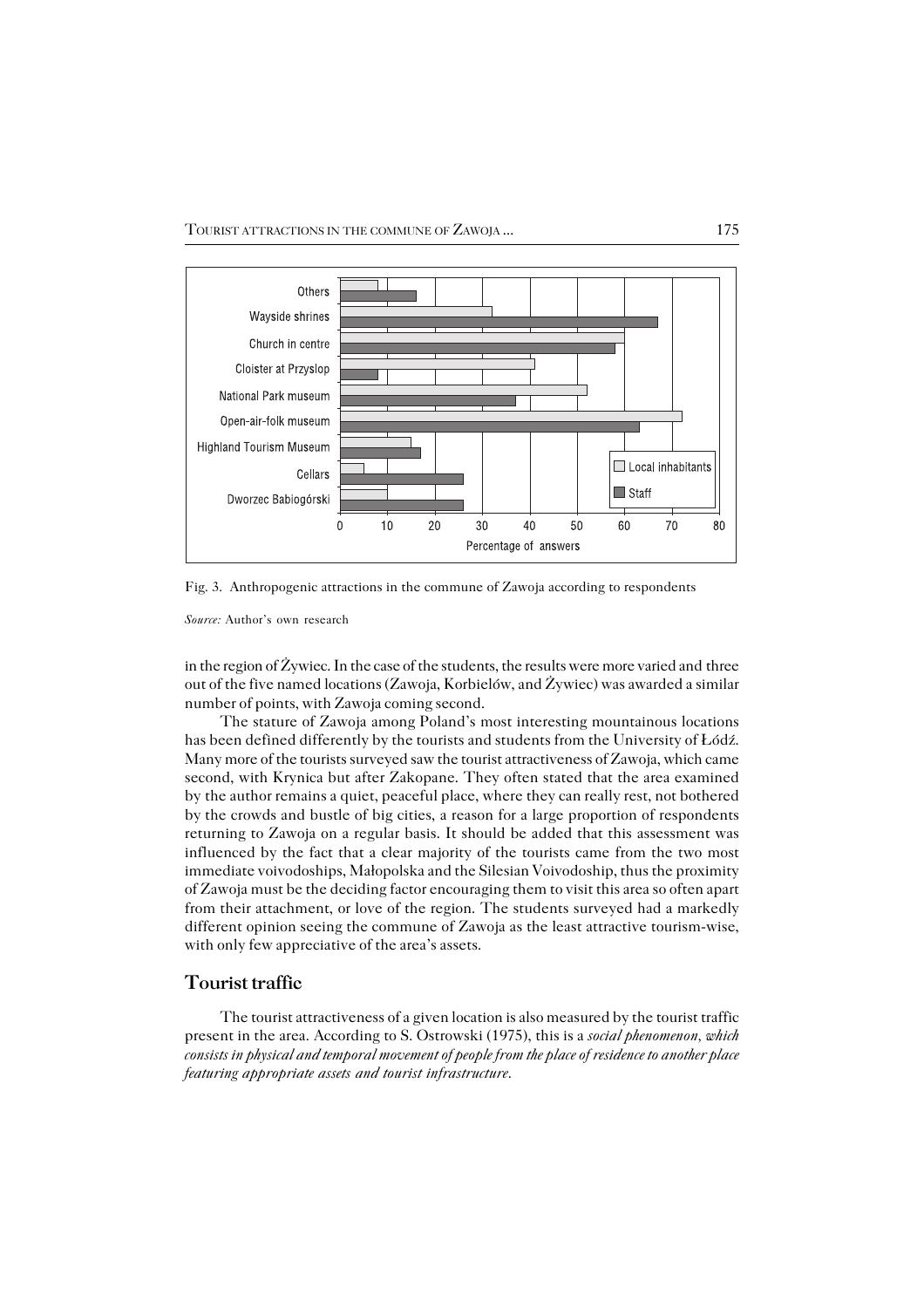Fig. 3. Anthropogenic attractions in the commune of Zawoja according to respondents

*Source:* Author's own research

in the region of Żywiec. In the case of the students, the results were more varied and three out of the five named locations (Zawoja, Korbielów, and Żywiec) was awarded a similar number of points, with Zawoja coming second.

The stature of Zawoja among Poland's most interesting mountainous locations has been defined differently by the tourists and students from the University of Łódź. Many more of the tourists surveyed saw the tourist attractiveness of Zawoja, which came second, with Krynica but after Zakopane. They often stated that the area examined by the author remains a quiet, peaceful place, where they can really rest, not bothered by the crowds and bustle of big cities, a reason for a large proportion of respondents returning to Zawoja on a regular basis. It should be added that this assessment was influenced by the fact that a clear majority of the tourists came from the two most immediate voivodoships, Małopolska and the Silesian Voivodoship, thus the proximity of Zawoja must be the deciding factor encouraging them to visit this area so often apart from their attachment, or love of the region. The students surveyed had a markedly different opinion seeing the commune of Zawoja as the least attractive tourism-wise, with only few appreciative of the area's assets.

## Tourist traffic

The tourist attractiveness of a given location is also measured by the tourist traffic present in the area. According to S. Ostrowski (1975), this is a *social phenomenon, which consists in physical and temporal movement of people from the place of residence to another place featuring appropriate assets and tourist infrastructure*.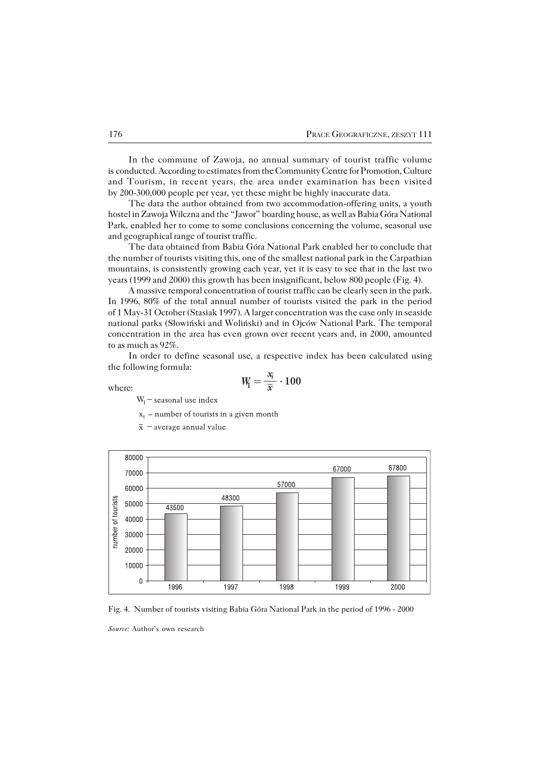In the commune of Zawoja, no annual summary of tourist traffic volume is conducted. According to estimates from the Community Centre for Promotion, Culture and Tourism, in recent years, the area under examination has been visited by 200-300,000 people per year, yet these might be highly inaccurate data.

The data the author obtained from two accommodation-offering units, a youth hostel in Zawoja Wilczna and the "Jawor" boarding house, as well as Babia Góra National Park, enabled her to come to some conclusions concerning the volume, seasonal use and geographical range of tourist traffic.

The data obtained from Babia Góra National Park enabled her to conclude that the number of tourists visiting this, one of the smallest national park in the Carpathian mountains, is consistently growing each year, yet it is easy to see that in the last two years (1999 and 2000) this growth has been insignificant, below 800 people (Fig. 4).

A massive temporal concentration of tourist traffic can be clearly seen in the park. In 1996, 80% of the total annual number of tourists visited the park in the period of 1 May-31 October (Stasiak 1997). A larger concentration was the case only in seaside national parks (Słowiński and Woliński) and in Ojców National Park. The temporal concentration in the area has even grown over recent years and, in 2000, amounted to as much as 92%.

In order to define seasonal use, a respective index has been calculated using the following formula:

$$W_1 = \frac{x_i}{\bar{x}} \cdot 100$$

where:

$W_1$ – seasonal use index

$x_i$ – number of tourists in a given month

$\bar{x}$ – average annual value

| Year | Number of tourists |
|---|---|
| 1996 | 43500 |
| 1997 | 48300 |
| 1998 | 57000 |
| 1999 | 67000 |
| 2000 | 67800 |

Fig. 4. Number of tourists visiting Babia Góra National Park in the period of 1996 - 2000

*Source:* Author's own research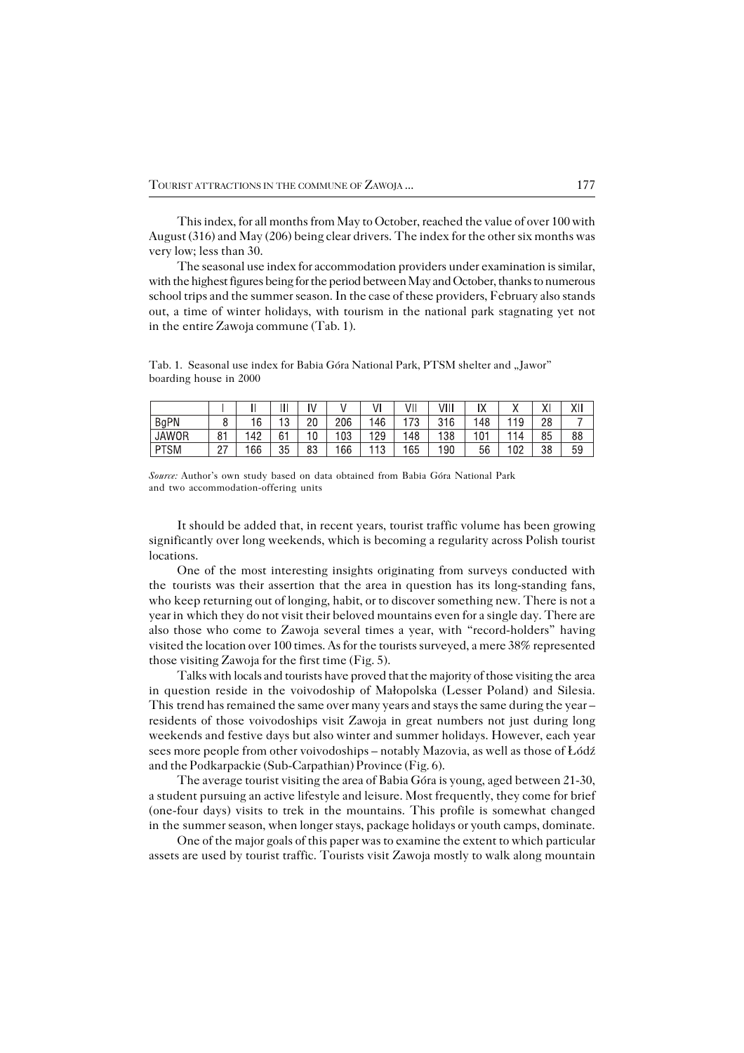This index, for all months from May to October, reached the value of over 100 with August (316) and May (206) being clear drivers. The index for the other six months was very low; less than 30.

The seasonal use index for accommodation providers under examination is similar, with the highest figures being for the period between May and October, thanks to numerous school trips and the summer season. In the case of these providers, February also stands out, a time of winter holidays, with tourism in the national park stagnating yet not in the entire Zawoja commune (Tab. 1).

Tab. 1. Seasonal use index for Babia Góra National Park, PTSM shelter and „Jawor" boarding house in 2000

| | I | II | III | IV | V | VI | VII | VIII | IX | X | XI | XII |
|---|---|---|---|---|---|---|---|---|---|---|---|---|
| BgPN | 8 | 16 | 13 | 20 | 206 | 146 | 173 | 316 | 148 | 119 | 28 | 7 |
| JAWOR | 81 | 142 | 61 | 10 | 103 | 129 | 148 | 138 | 101 | 114 | 85 | 88 |
| PTSM | 27 | 166 | 35 | 83 | 166 | 113 | 165 | 190 | 56 | 102 | 38 | 59 |

*Source:* Author's own study based on data obtained from Babia Góra National Park and two accommodation-offering units

It should be added that, in recent years, tourist traffic volume has been growing significantly over long weekends, which is becoming a regularity across Polish tourist locations.

One of the most interesting insights originating from surveys conducted with the tourists was their assertion that the area in question has its long-standing fans, who keep returning out of longing, habit, or to discover something new. There is not a year in which they do not visit their beloved mountains even for a single day. There are also those who come to Zawoja several times a year, with "record-holders" having visited the location over 100 times. As for the tourists surveyed, a mere 38% represented those visiting Zawoja for the first time (Fig. 5).

Talks with locals and tourists have proved that the majority of those visiting the area in question reside in the voivodoship of Małopolska (Lesser Poland) and Silesia. This trend has remained the same over many years and stays the same during the year – residents of those voivodoships visit Zawoja in great numbers not just during long weekends and festive days but also winter and summer holidays. However, each year sees more people from other voivodoships – notably Mazovia, as well as those of Łódź and the Podkarpackie (Sub-Carpathian) Province (Fig. 6).

The average tourist visiting the area of Babia Góra is young, aged between 21-30, a student pursuing an active lifestyle and leisure. Most frequently, they come for brief (one-four days) visits to trek in the mountains. This profile is somewhat changed in the summer season, when longer stays, package holidays or youth camps, dominate.

One of the major goals of this paper was to examine the extent to which particular assets are used by tourist traffic. Tourists visit Zawoja mostly to walk along mountain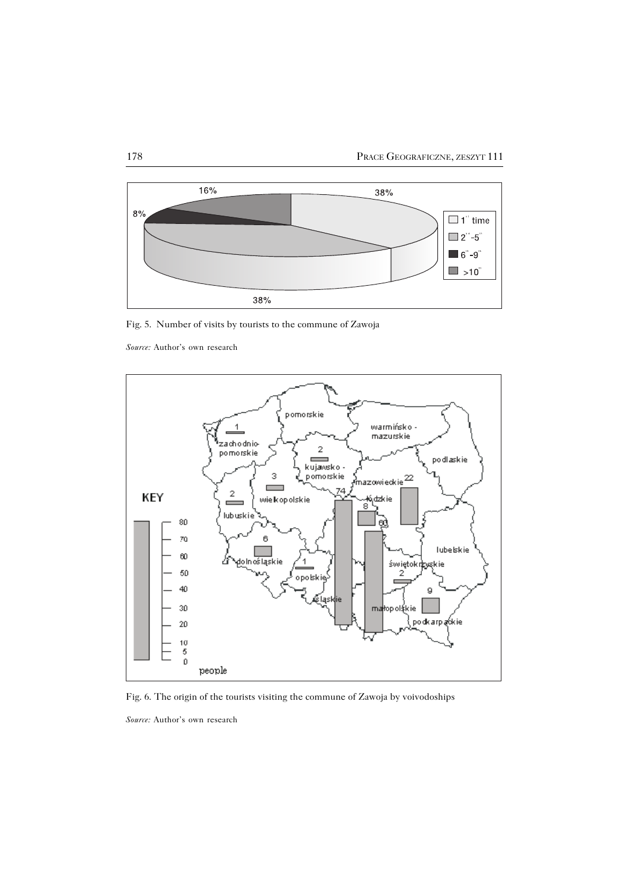Fig. 5. Number of visits by tourists to the commune of Zawoja

*Source:* Author's own research

Fig. 6. The origin of the tourists visiting the commune of Zawoja by voivodoships

*Source:* Author's own research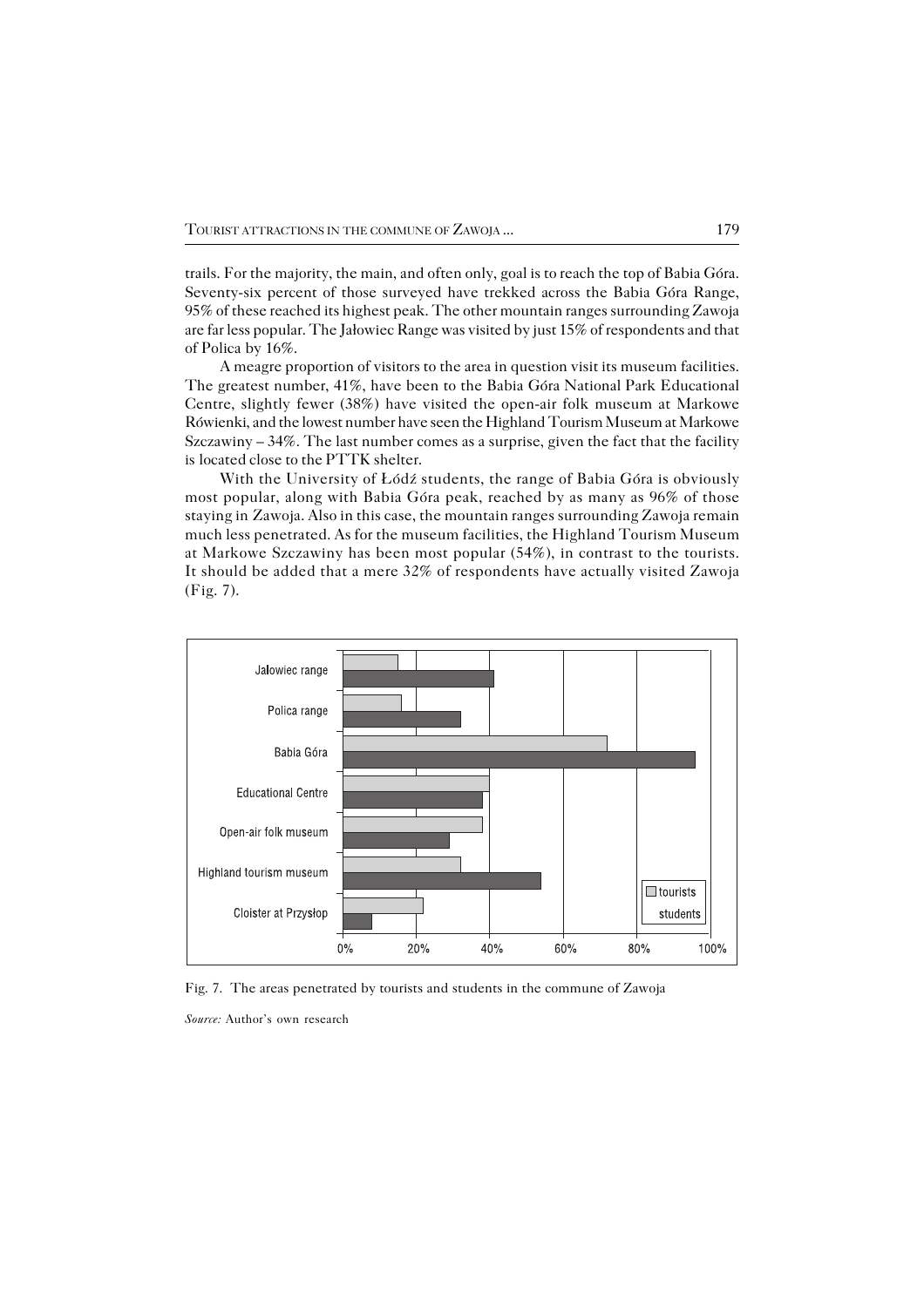trails. For the majority, the main, and often only, goal is to reach the top of Babia Góra. Seventy-six percent of those surveyed have trekked across the Babia Góra Range, 95% of these reached its highest peak. The other mountain ranges surrounding Zawoja are far less popular. The Jałowiec Range was visited by just 15% of respondents and that of Polica by 16%.

A meagre proportion of visitors to the area in question visit its museum facilities. The greatest number, 41%, have been to the Babia Góra National Park Educational Centre, slightly fewer (38%) have visited the open-air folk museum at Markowe Rówienki, and the lowest number have seen the Highland Tourism Museum at Markowe Szczawiny – 34%. The last number comes as a surprise, given the fact that the facility is located close to the PTTK shelter.

With the University of Łódź students, the range of Babia Góra is obviously most popular, along with Babia Góra peak, reached by as many as 96% of those staying in Zawoja. Also in this case, the mountain ranges surrounding Zawoja remain much less penetrated. As for the museum facilities, the Highland Tourism Museum at Markowe Szczawiny has been most popular (54%), in contrast to the tourists. It should be added that a mere 32% of respondents have actually visited Zawoja (Fig. 7).

Fig. 7. The areas penetrated by tourists and students in the commune of Zawoja

*Source:* Author's own research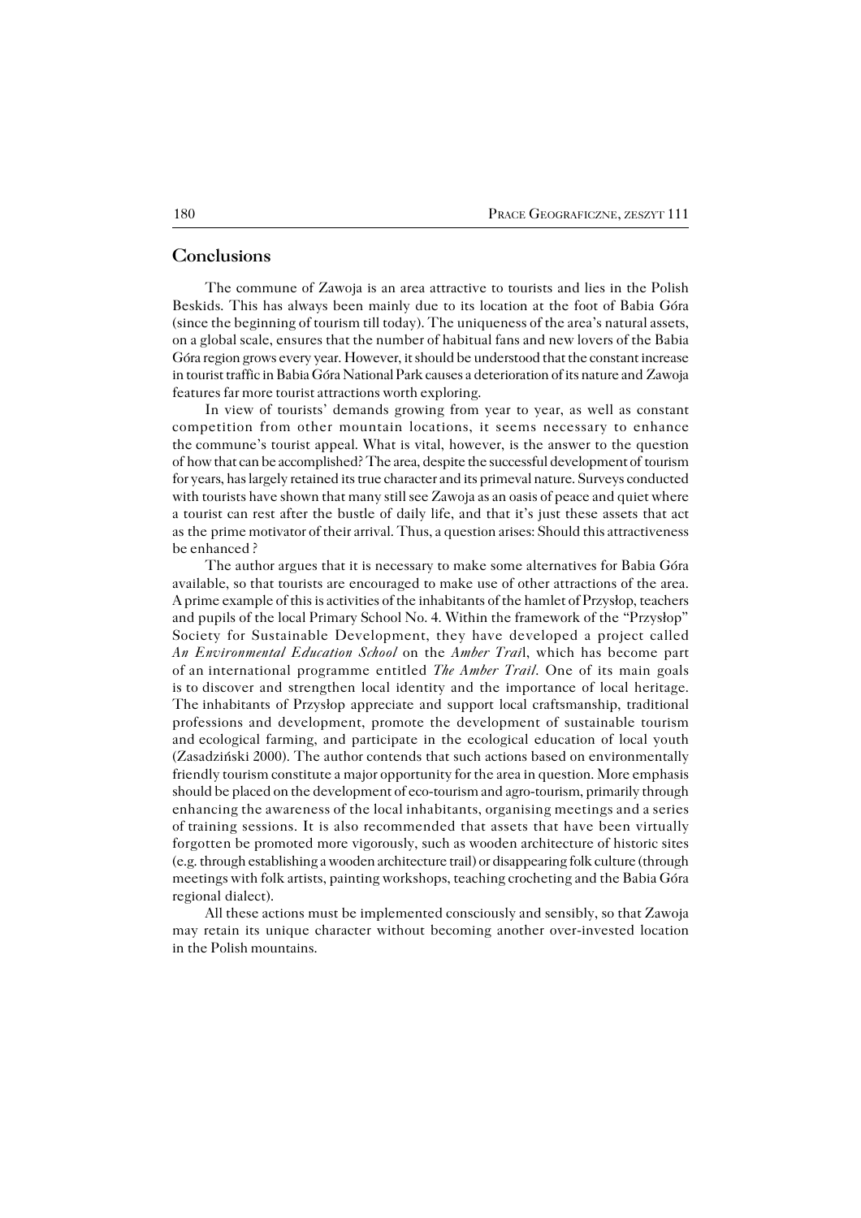## Conclusions

The commune of Zawoja is an area attractive to tourists and lies in the Polish Beskids. This has always been mainly due to its location at the foot of Babia Góra (since the beginning of tourism till today). The uniqueness of the area's natural assets, on a global scale, ensures that the number of habitual fans and new lovers of the Babia Góra region grows every year. However, it should be understood that the constant increase in tourist traffic in Babia Góra National Park causes a deterioration of its nature and Zawoja features far more tourist attractions worth exploring.

In view of tourists' demands growing from year to year, as well as constant competition from other mountain locations, it seems necessary to enhance the commune's tourist appeal. What is vital, however, is the answer to the question of how that can be accomplished? The area, despite the successful development of tourism for years, has largely retained its true character and its primeval nature. Surveys conducted with tourists have shown that many still see Zawoja as an oasis of peace and quiet where a tourist can rest after the bustle of daily life, and that it's just these assets that act as the prime motivator of their arrival. Thus, a question arises: Should this attractiveness be enhanced ?

The author argues that it is necessary to make some alternatives for Babia Góra available, so that tourists are encouraged to make use of other attractions of the area. A prime example of this is activities of the inhabitants of the hamlet of Przysłop, teachers and pupils of the local Primary School No. 4. Within the framework of the "Przysłop" Society for Sustainable Development, they have developed a project called *An Environmental Education School* on the *Amber Trai*l, which has become part of an international programme entitled *The Amber Trail*. One of its main goals is to discover and strengthen local identity and the importance of local heritage. The inhabitants of Przysłop appreciate and support local craftsmanship, traditional professions and development, promote the development of sustainable tourism and ecological farming, and participate in the ecological education of local youth (Zasadziński 2000). The author contends that such actions based on environmentally friendly tourism constitute a major opportunity for the area in question. More emphasis should be placed on the development of eco-tourism and agro-tourism, primarily through enhancing the awareness of the local inhabitants, organising meetings and a series of training sessions. It is also recommended that assets that have been virtually forgotten be promoted more vigorously, such as wooden architecture of historic sites (e.g. through establishing a wooden architecture trail) or disappearing folk culture (through meetings with folk artists, painting workshops, teaching crocheting and the Babia Góra regional dialect).

All these actions must be implemented consciously and sensibly, so that Zawoja may retain its unique character without becoming another over-invested location in the Polish mountains.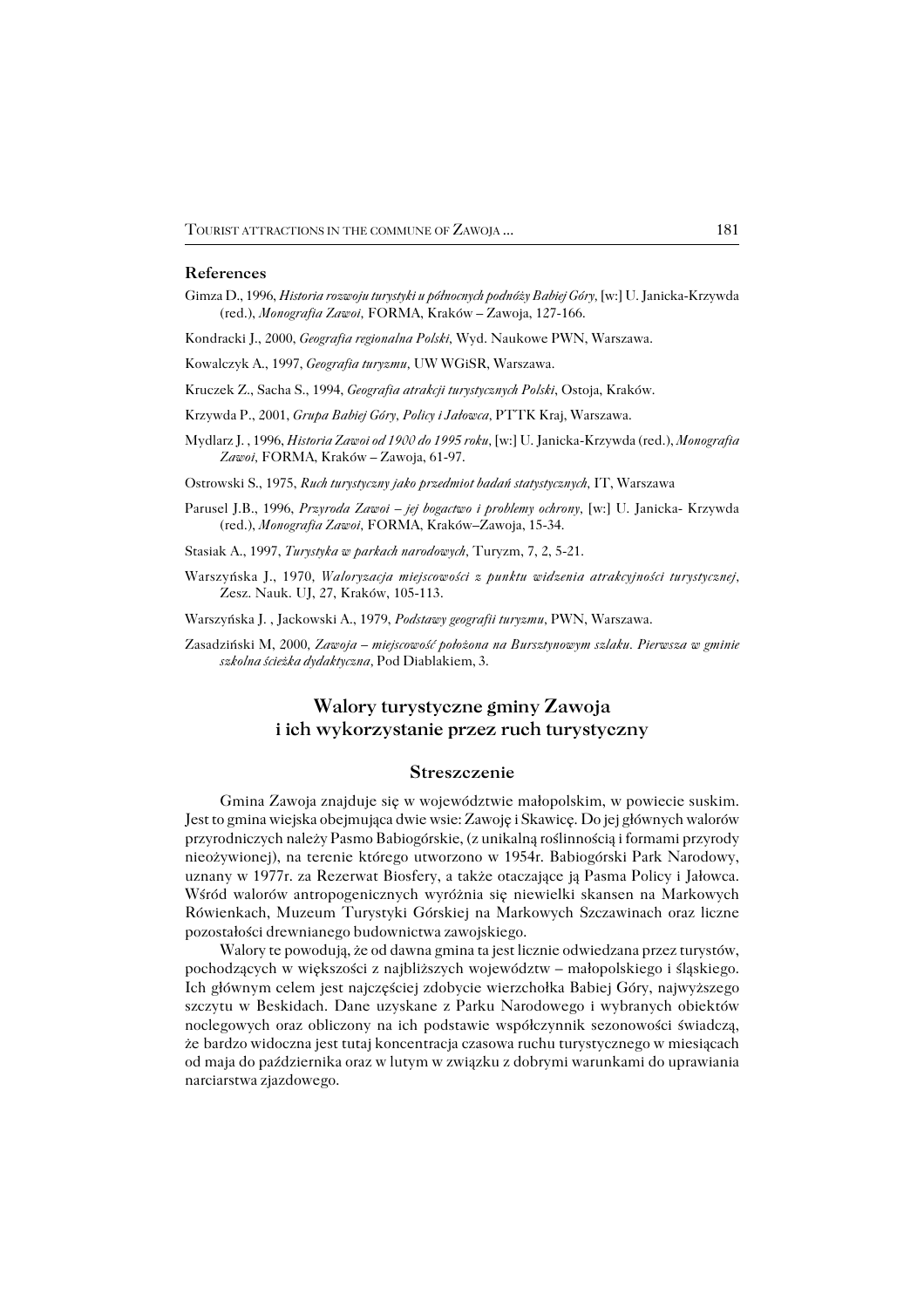## References

Gimza D., 1996, *Historia rozwoju turystyki u północnych podnóży Babiej Góry*, [w:] U. Janicka-Krzywda (red.), *Monografia Zawoi*, FORMA, Kraków – Zawoja, 127-166.

Kondracki J., 2000, *Geografia regionalna Polski*, Wyd. Naukowe PWN, Warszawa.

Kowalczyk A., 1997, *Geografia turyzmu*, UW WGiSR, Warszawa.

Kruczek Z., Sacha S., 1994, *Geografia atrakcji turystycznych Polski*, Ostoja, Kraków.

Krzywda P., 2001, *Grupa Babiej Góry, Policy i Jałowca*, PTTK Kraj, Warszawa.

Mydlarz J. , 1996, *Historia Zawoi od 1900 do 1995 roku*, [w:] U. Janicka-Krzywda (red.), *Monografia Zawoi*, FORMA, Kraków – Zawoja, 61-97.

Ostrowski S., 1975, *Ruch turystyczny jako przedmiot badań statystycznych*, IT, Warszawa

Parusel J.B., 1996, *Przyroda Zawoi – jej bogactwo i problemy ochrony*, [w:] U. Janicka- Krzywda (red.), *Monografia Zawoi*, FORMA, Kraków–Zawoja, 15-34.

Stasiak A., 1997, *Turystyka w parkach narodowych*, Turyzm, 7, 2, 5-21.

Warszyńska J., 1970, *Waloryzacja miejscowości z punktu widzenia atrakcyjności turystycznej*, Zesz. Nauk. UJ, 27, Kraków, 105-113.

Warszyńska J. , Jackowski A., 1979, *Podstawy geografii turyzmu*, PWN, Warszawa.

Zasadziński M, 2000, *Zawoja – miejscowość położona na Bursztynowym szlaku. Pierwsza w gminie szkolna ścieżka dydaktyczna*, Pod Diablakiem, 3.

## Walory turystyczne gminy Zawoja i ich wykorzystanie przez ruch turystyczny

### Streszczenie

Gmina Zawoja znajduje się w województwie małopolskim, w powiecie suskim. Jest to gmina wiejska obejmująca dwie wsie: Zawoję i Skawicę. Do jej głównych walorów przyrodniczych należy Pasmo Babiogórskie, (z unikalną roślinnością i formami przyrody nieożywionej), na terenie którego utworzono w 1954r. Babiogórski Park Narodowy, uznany w 1977r. za Rezerwat Biosfery, a także otaczające ją Pasma Policy i Jałowca. Wśród walorów antropogenicznych wyróżnia się niewielki skansen na Markowych Rówienkach, Muzeum Turystyki Górskiej na Markowych Szczawinach oraz liczne pozostałości drewnianego budownictwa zawojskiego.

Walory te powodują, że od dawna gmina ta jest licznie odwiedzana przez turystów, pochodzących w większości z najbliższych województw – małopolskiego i śląskiego. Ich głównym celem jest najczęściej zdobycie wierzchołka Babiej Góry, najwyższego szczytu w Beskidach. Dane uzyskane z Parku Narodowego i wybranych obiektów noclegowych oraz obliczony na ich podstawie współczynnik sezonowości świadczą, że bardzo widoczna jest tutaj koncentracja czasowa ruchu turystycznego w miesiącach od maja do października oraz w lutym w związku z dobrymi warunkami do uprawiania narciarstwa zjazdowego.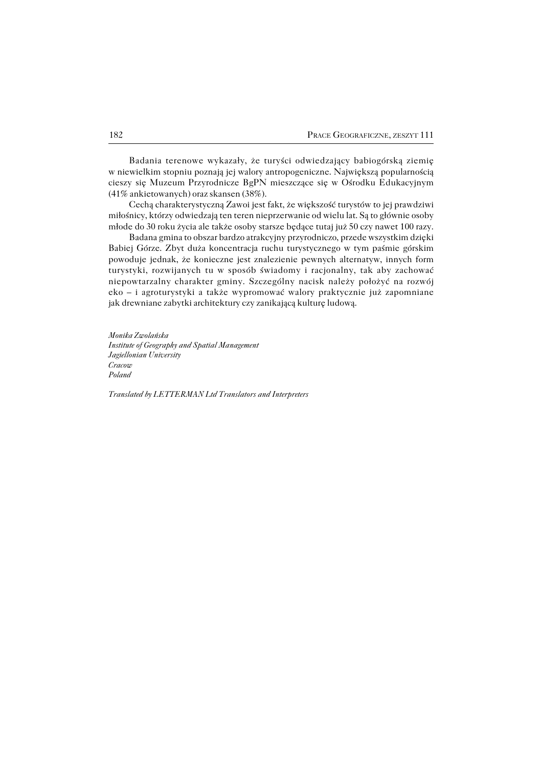Badania terenowe wykazały, że turyści odwiedzający babiogórską ziemię w niewielkim stopniu poznają jej walory antropogeniczne. Największą popularnością cieszy się Muzeum Przyrodnicze BgPN mieszczące się w Ośrodku Edukacyjnym (41% ankietowanych) oraz skansen (38%).

Cechą charakterystyczną Zawoi jest fakt, że większość turystów to jej prawdziwi miłośnicy, którzy odwiedzają ten teren nieprzerwanie od wielu lat. Są to głównie osoby młode do 30 roku życia ale także osoby starsze będące tutaj już 50 czy nawet 100 razy.

Badana gmina to obszar bardzo atrakcyjny przyrodniczo, przede wszystkim dzięki Babiej Górze. Zbyt duża koncentracja ruchu turystycznego w tym paśmie górskim powoduje jednak, że konieczne jest znalezienie pewnych alternatyw, innych form turystyki, rozwijanych tu w sposób świadomy i racjonalny, tak aby zachować niepowtarzalny charakter gminy. Szczególny nacisk należy położyć na rozwój eko – i agroturystyki a także wypromować walory praktycznie już zapomniane jak drewniane zabytki architektury czy zanikającą kulturę ludową.

*Monika Zwolańska*
*Institute of Geography and Spatial Management*
*Jagiellonian University*
*Cracow*
*Poland*

*Translated by LETTERMAN Ltd Translators and Interpreters*